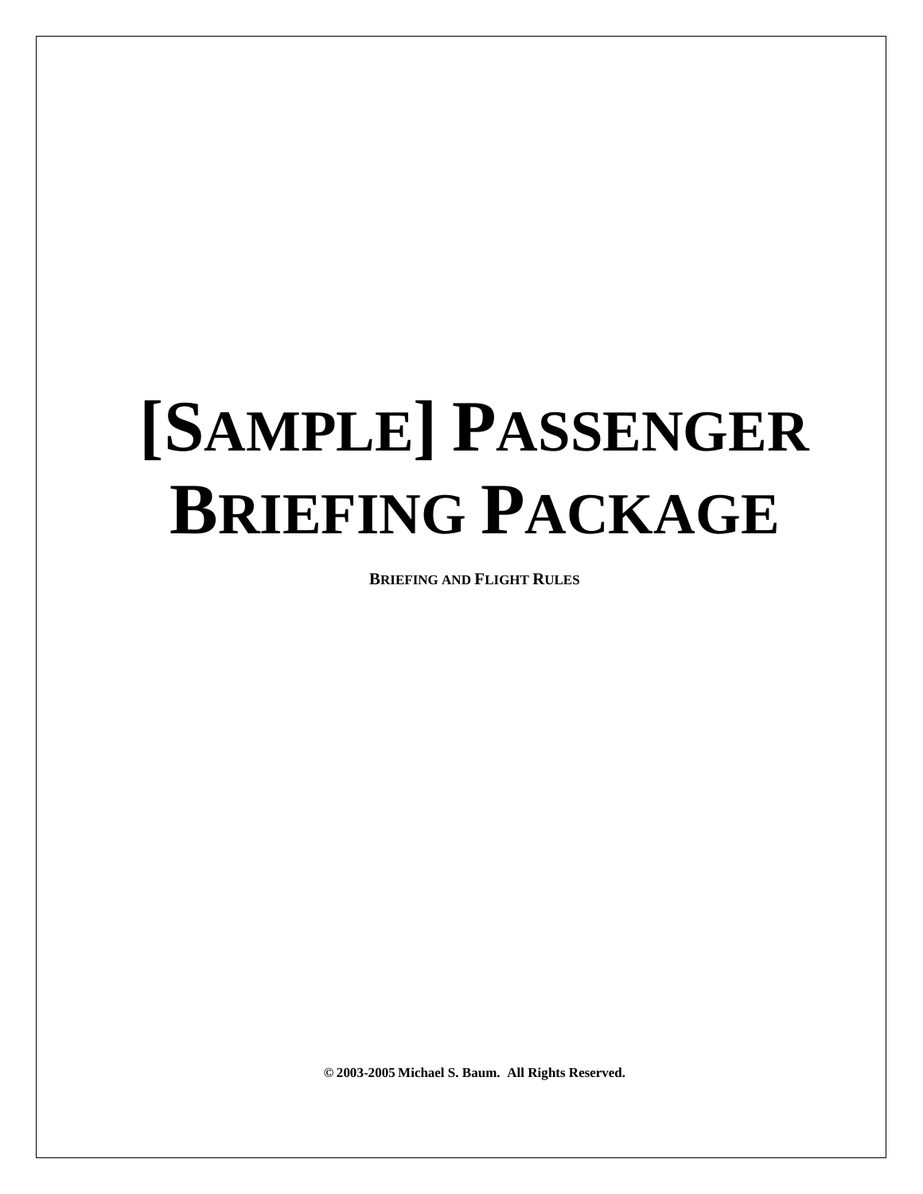# [SAMPLE] PASSENGER BRIEFING PACKAGE

**BRIEFING AND FLIGHT RULES**

**© 2003-2005 Michael S. Baum. All Rights Reserved.**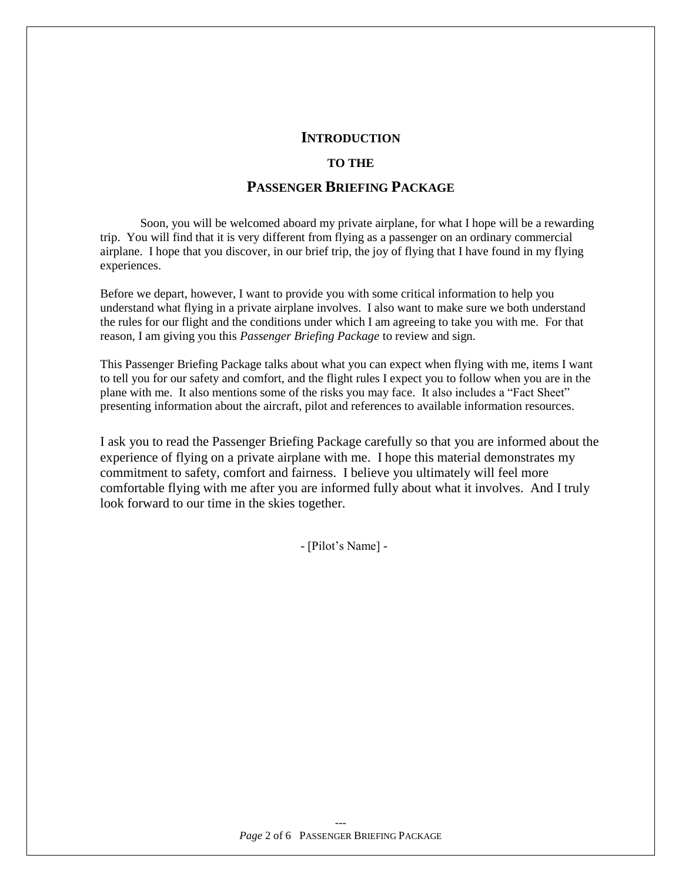# Introduction

## to the

## Passenger Briefing Package

Soon, you will be welcomed aboard my private airplane, for what I hope will be a rewarding trip. You will find that it is very different from flying as a passenger on an ordinary commercial airplane. I hope that you discover, in our brief trip, the joy of flying that I have found in my flying experiences.

Before we depart, however, I want to provide you with some critical information to help you understand what flying in a private airplane involves. I also want to make sure we both understand the rules for our flight and the conditions under which I am agreeing to take you with me. For that reason, I am giving you this *Passenger Briefing Package* to review and sign.

This Passenger Briefing Package talks about what you can expect when flying with me, items I want to tell you for our safety and comfort, and the flight rules I expect you to follow when you are in the plane with me. It also mentions some of the risks you may face. It also includes a "Fact Sheet" presenting information about the aircraft, pilot and references to available information resources.

I ask you to read the Passenger Briefing Package carefully so that you are informed about the experience of flying on a private airplane with me. I hope this material demonstrates my commitment to safety, comfort and fairness. I believe you ultimately will feel more comfortable flying with me after you are informed fully about what it involves. And I truly look forward to our time in the skies together.

- [Pilot's Name] -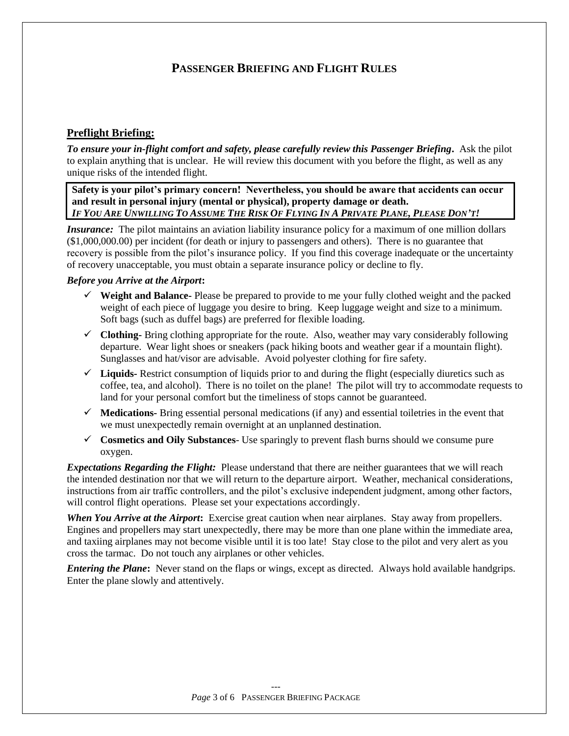# PASSENGER BRIEFING AND FLIGHT RULES

## Preflight Briefing:

***To ensure your in-flight comfort and safety, please carefully review this Passenger Briefing.*** Ask the pilot to explain anything that is unclear. He will review this document with you before the flight, as well as any unique risks of the intended flight.

> **Safety is your pilot's primary concern! Nevertheless, you should be aware that accidents can occur and result in personal injury (mental or physical), property damage or death.**
> ***IF YOU ARE UNWILLING TO ASSUME THE RISK OF FLYING IN A PRIVATE PLANE, PLEASE DON'T!***

***Insurance:*** The pilot maintains an aviation liability insurance policy for a maximum of one million dollars ($1,000,000.00) per incident (for death or injury to passengers and others). There is no guarantee that recovery is possible from the pilot's insurance policy. If you find this coverage inadequate or the uncertainty of recovery unacceptable, you must obtain a separate insurance policy or decline to fly.

***Before you Arrive at the Airport*:**

- ✓ **Weight and Balance-** Please be prepared to provide to me your fully clothed weight and the packed weight of each piece of luggage you desire to bring. Keep luggage weight and size to a minimum. Soft bags (such as duffel bags) are preferred for flexible loading.
- ✓ **Clothing-** Bring clothing appropriate for the route. Also, weather may vary considerably following departure. Wear light shoes or sneakers (pack hiking boots and weather gear if a mountain flight). Sunglasses and hat/visor are advisable. Avoid polyester clothing for fire safety.
- ✓ **Liquids-** Restrict consumption of liquids prior to and during the flight (especially diuretics such as coffee, tea, and alcohol). There is no toilet on the plane! The pilot will try to accommodate requests to land for your personal comfort but the timeliness of stops cannot be guaranteed.
- ✓ **Medications-** Bring essential personal medications (if any) and essential toiletries in the event that we must unexpectedly remain overnight at an unplanned destination.
- ✓ **Cosmetics and Oily Substances**- Use sparingly to prevent flash burns should we consume pure oxygen.

***Expectations Regarding the Flight:*** Please understand that there are neither guarantees that we will reach the intended destination nor that we will return to the departure airport. Weather, mechanical considerations, instructions from air traffic controllers, and the pilot's exclusive independent judgment, among other factors, will control flight operations. Please set your expectations accordingly.

***When You Arrive at the Airport*:** Exercise great caution when near airplanes. Stay away from propellers. Engines and propellers may start unexpectedly, there may be more than one plane within the immediate area, and taxiing airplanes may not become visible until it is too late! Stay close to the pilot and very alert as you cross the tarmac. Do not touch any airplanes or other vehicles.

***Entering the Plane*:** Never stand on the flaps or wings, except as directed. Always hold available handgrips. Enter the plane slowly and attentively.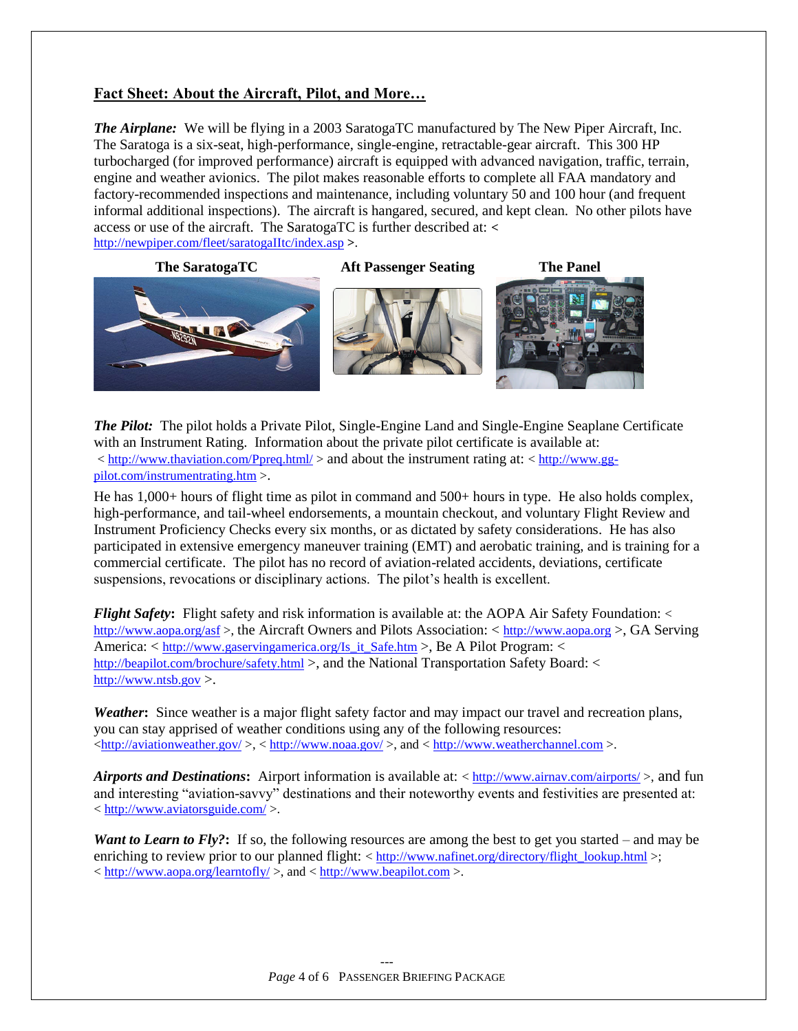## Fact Sheet: About the Aircraft, Pilot, and More…

***The Airplane:*** We will be flying in a 2003 SaratogaTC manufactured by The New Piper Aircraft, Inc. The Saratoga is a six-seat, high-performance, single-engine, retractable-gear aircraft. This 300 HP turbocharged (for improved performance) aircraft is equipped with advanced navigation, traffic, terrain, engine and weather avionics. The pilot makes reasonable efforts to complete all FAA mandatory and factory-recommended inspections and maintenance, including voluntary 50 and 100 hour (and frequent informal additional inspections). The aircraft is hangared, secured, and kept clean. No other pilots have access or use of the aircraft. The SaratogaTC is further described at: < http://newpiper.com/fleet/saratogaIItc/index.asp >.

**The SaratogaTC** **Aft Passenger Seating** **The Panel**

***The Pilot:*** The pilot holds a Private Pilot, Single-Engine Land and Single-Engine Seaplane Certificate with an Instrument Rating. Information about the private pilot certificate is available at: < http://www.thaviation.com/Ppreq.html/ > and about the instrument rating at: < http://www.gg-pilot.com/instrumentrating.htm >.

He has 1,000+ hours of flight time as pilot in command and 500+ hours in type. He also holds complex, high-performance, and tail-wheel endorsements, a mountain checkout, and voluntary Flight Review and Instrument Proficiency Checks every six months, or as dictated by safety considerations. He has also participated in extensive emergency maneuver training (EMT) and aerobatic training, and is training for a commercial certificate. The pilot has no record of aviation-related accidents, deviations, certificate suspensions, revocations or disciplinary actions. The pilot's health is excellent.

***Flight Safety*:** Flight safety and risk information is available at: the AOPA Air Safety Foundation: < http://www.aopa.org/asf >, the Aircraft Owners and Pilots Association: < http://www.aopa.org >, GA Serving America: < http://www.gaservingamerica.org/Is_it_Safe.htm >, Be A Pilot Program: < http://beapilot.com/brochure/safety.html >, and the National Transportation Safety Board: < http://www.ntsb.gov >.

***Weather*:** Since weather is a major flight safety factor and may impact our travel and recreation plans, you can stay apprised of weather conditions using any of the following resources: <http://aviationweather.gov/ >, < http://www.noaa.gov/ >, and < http://www.weatherchannel.com >.

***Airports and Destinations*:** Airport information is available at: < http://www.airnav.com/airports/ >, and fun and interesting "aviation-savvy" destinations and their noteworthy events and festivities are presented at: < http://www.aviatorsguide.com/ >.

***Want to Learn to Fly?*:** If so, the following resources are among the best to get you started – and may be enriching to review prior to our planned flight: < http://www.nafinet.org/directory/flight_lookup.html >; < http://www.aopa.org/learntofly/ >, and < http://www.beapilot.com >.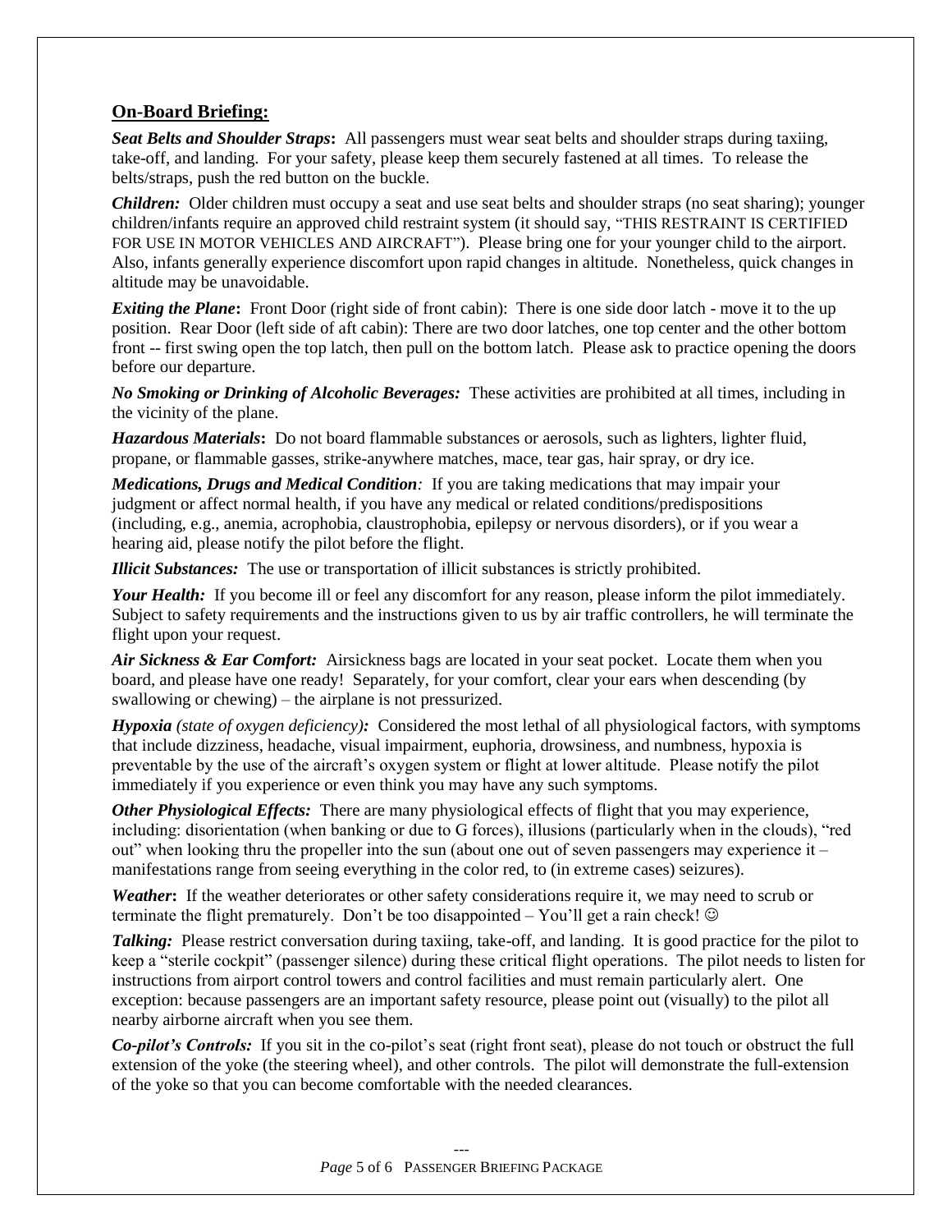## On-Board Briefing:

***Seat Belts and Shoulder Straps*:** All passengers must wear seat belts and shoulder straps during taxiing, take-off, and landing. For your safety, please keep them securely fastened at all times. To release the belts/straps, push the red button on the buckle.

***Children:*** Older children must occupy a seat and use seat belts and shoulder straps (no seat sharing); younger children/infants require an approved child restraint system (it should say, "THIS RESTRAINT IS CERTIFIED FOR USE IN MOTOR VEHICLES AND AIRCRAFT"). Please bring one for your younger child to the airport. Also, infants generally experience discomfort upon rapid changes in altitude. Nonetheless, quick changes in altitude may be unavoidable.

***Exiting the Plane*:** Front Door (right side of front cabin): There is one side door latch - move it to the up position. Rear Door (left side of aft cabin): There are two door latches, one top center and the other bottom front -- first swing open the top latch, then pull on the bottom latch. Please ask to practice opening the doors before our departure.

***No Smoking or Drinking of Alcoholic Beverages:*** These activities are prohibited at all times, including in the vicinity of the plane.

***Hazardous Materials*:** Do not board flammable substances or aerosols, such as lighters, lighter fluid, propane, or flammable gasses, strike-anywhere matches, mace, tear gas, hair spray, or dry ice.

***Medications, Drugs and Medical Condition**:* If you are taking medications that may impair your judgment or affect normal health, if you have any medical or related conditions/predispositions (including, e.g., anemia, acrophobia, claustrophobia, epilepsy or nervous disorders), or if you wear a hearing aid, please notify the pilot before the flight.

***Illicit Substances:*** The use or transportation of illicit substances is strictly prohibited.

***Your Health:*** If you become ill or feel any discomfort for any reason, please inform the pilot immediately. Subject to safety requirements and the instructions given to us by air traffic controllers, he will terminate the flight upon your request.

***Air Sickness & Ear Comfort:*** Airsickness bags are located in your seat pocket. Locate them when you board, and please have one ready! Separately, for your comfort, clear your ears when descending (by swallowing or chewing) – the airplane is not pressurized.

***Hypoxia** (state of oxygen deficiency)**:*** Considered the most lethal of all physiological factors, with symptoms that include dizziness, headache, visual impairment, euphoria, drowsiness, and numbness, hypoxia is preventable by the use of the aircraft's oxygen system or flight at lower altitude. Please notify the pilot immediately if you experience or even think you may have any such symptoms.

***Other Physiological Effects:*** There are many physiological effects of flight that you may experience, including: disorientation (when banking or due to G forces), illusions (particularly when in the clouds), "red out" when looking thru the propeller into the sun (about one out of seven passengers may experience it – manifestations range from seeing everything in the color red, to (in extreme cases) seizures).

***Weather*:** If the weather deteriorates or other safety considerations require it, we may need to scrub or terminate the flight prematurely. Don't be too disappointed – You'll get a rain check! ☺

***Talking:*** Please restrict conversation during taxiing, take-off, and landing. It is good practice for the pilot to keep a "sterile cockpit" (passenger silence) during these critical flight operations. The pilot needs to listen for instructions from airport control towers and control facilities and must remain particularly alert. One exception: because passengers are an important safety resource, please point out (visually) to the pilot all nearby airborne aircraft when you see them.

***Co-pilot's Controls:*** If you sit in the co-pilot's seat (right front seat), please do not touch or obstruct the full extension of the yoke (the steering wheel), and other controls. The pilot will demonstrate the full-extension of the yoke so that you can become comfortable with the needed clearances.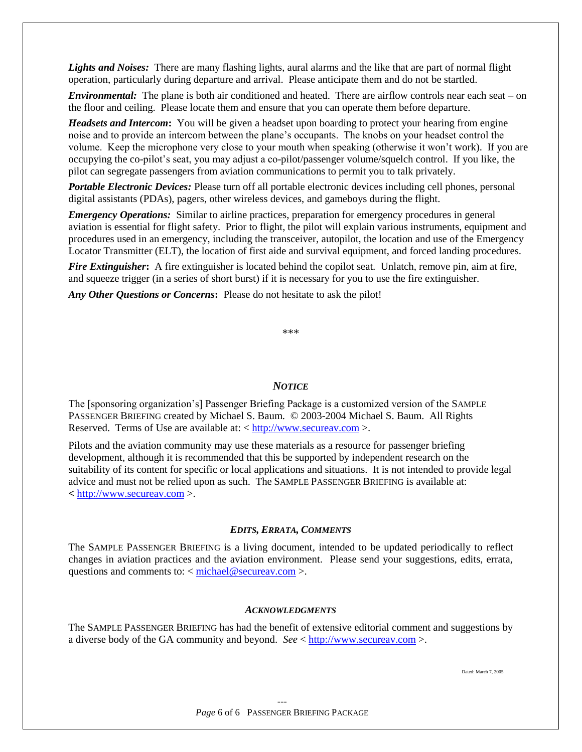***Lights and Noises:*** There are many flashing lights, aural alarms and the like that are part of normal flight operation, particularly during departure and arrival. Please anticipate them and do not be startled.

***Environmental:*** The plane is both air conditioned and heated. There are airflow controls near each seat – on the floor and ceiling. Please locate them and ensure that you can operate them before departure.

***Headsets and Intercom*****:** You will be given a headset upon boarding to protect your hearing from engine noise and to provide an intercom between the plane's occupants. The knobs on your headset control the volume. Keep the microphone very close to your mouth when speaking (otherwise it won't work). If you are occupying the co-pilot's seat, you may adjust a co-pilot/passenger volume/squelch control. If you like, the pilot can segregate passengers from aviation communications to permit you to talk privately.

***Portable Electronic Devices:*** Please turn off all portable electronic devices including cell phones, personal digital assistants (PDAs), pagers, other wireless devices, and gameboys during the flight.

***Emergency Operations:*** Similar to airline practices, preparation for emergency procedures in general aviation is essential for flight safety. Prior to flight, the pilot will explain various instruments, equipment and procedures used in an emergency, including the transceiver, autopilot, the location and use of the Emergency Locator Transmitter (ELT), the location of first aide and survival equipment, and forced landing procedures.

***Fire Extinguisher*****:** A fire extinguisher is located behind the copilot seat. Unlatch, remove pin, aim at fire, and squeeze trigger (in a series of short burst) if it is necessary for you to use the fire extinguisher.

***Any Other Questions or Concerns*****:** Please do not hesitate to ask the pilot!

***

### *NOTICE*

The [sponsoring organization's] Passenger Briefing Package is a customized version of the SAMPLE PASSENGER BRIEFING created by Michael S. Baum. © 2003-2004 Michael S. Baum. All Rights Reserved. Terms of Use are available at: < http://www.secureav.com >.

Pilots and the aviation community may use these materials as a resource for passenger briefing development, although it is recommended that this be supported by independent research on the suitability of its content for specific or local applications and situations. It is not intended to provide legal advice and must not be relied upon as such. The SAMPLE PASSENGER BRIEFING is available at: < http://www.secureav.com >.

### *EDITS, ERRATA, COMMENTS*

The SAMPLE PASSENGER BRIEFING is a living document, intended to be updated periodically to reflect changes in aviation practices and the aviation environment. Please send your suggestions, edits, errata, questions and comments to: < michael@secureav.com >.

### *ACKNOWLEDGMENTS*

The SAMPLE PASSENGER BRIEFING has had the benefit of extensive editorial comment and suggestions by a diverse body of the GA community and beyond. *See* < http://www.secureav.com >.

Dated: March 7, 2005